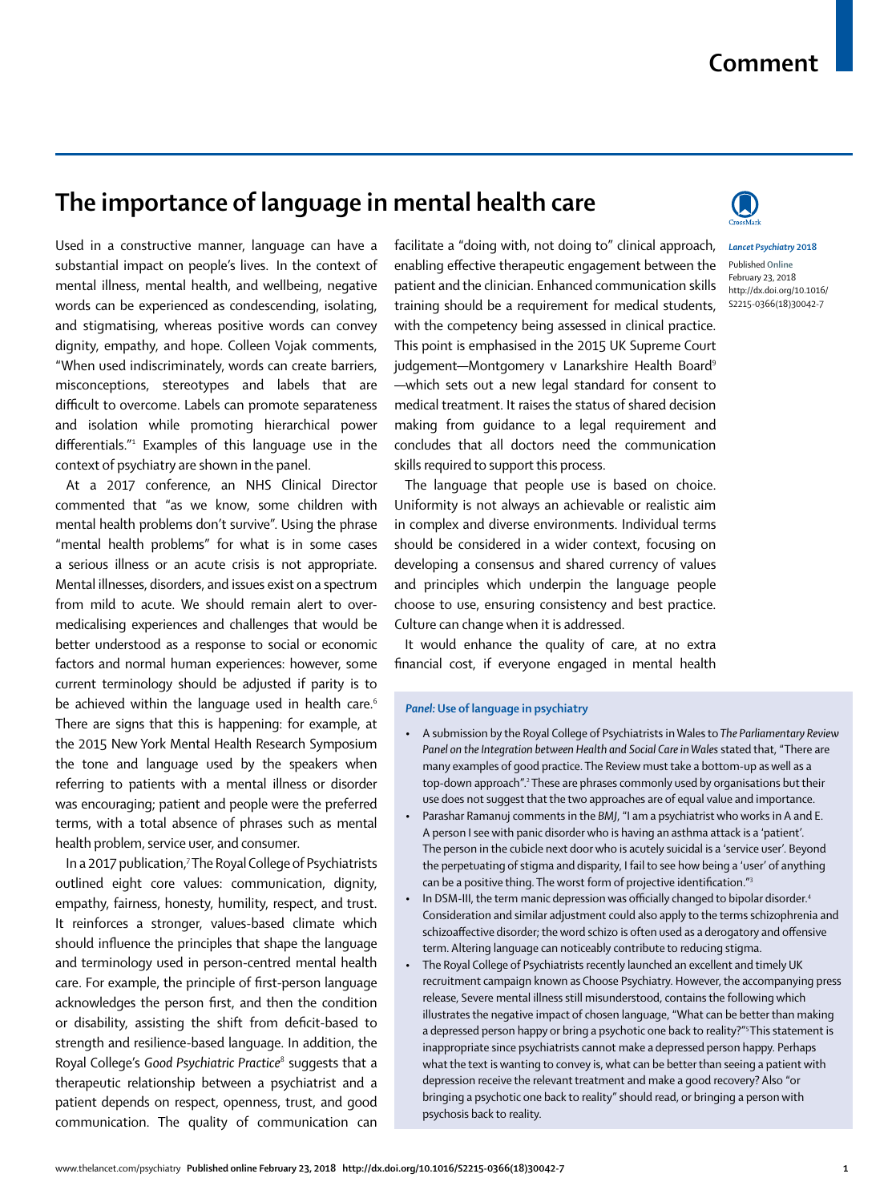# The importance of language in mental health care

*Lancet Psychiatry* 2018

Published Online February 23, 2018 http://dx.doi.org/10.1016/S2215-0366(18)30042-7

Used in a constructive manner, language can have a substantial impact on people's lives. In the context of mental illness, mental health, and wellbeing, negative words can be experienced as condescending, isolating, and stigmatising, whereas positive words can convey dignity, empathy, and hope. Colleen Vojak comments, "When used indiscriminately, words can create barriers, misconceptions, stereotypes and labels that are difficult to overcome. Labels can promote separateness and isolation while promoting hierarchical power differentials."[1] Examples of this language use in the context of psychiatry are shown in the panel.

At a 2017 conference, an NHS Clinical Director commented that "as we know, some children with mental health problems don't survive". Using the phrase "mental health problems" for what is in some cases a serious illness or an acute crisis is not appropriate. Mental illnesses, disorders, and issues exist on a spectrum from mild to acute. We should remain alert to over-medicalising experiences and challenges that would be better understood as a response to social or economic factors and normal human experiences: however, some current terminology should be adjusted if parity is to be achieved within the language used in health care.[6] There are signs that this is happening: for example, at the 2015 New York Mental Health Research Symposium the tone and language used by the speakers when referring to patients with a mental illness or disorder was encouraging; patient and people were the preferred terms, with a total absence of phrases such as mental health problem, service user, and consumer.

In a 2017 publication,[7] The Royal College of Psychiatrists outlined eight core values: communication, dignity, empathy, fairness, honesty, humility, respect, and trust. It reinforces a stronger, values-based climate which should influence the principles that shape the language and terminology used in person-centred mental health care. For example, the principle of first-person language acknowledges the person first, and then the condition or disability, assisting the shift from deficit-based to strength and resilience-based language. In addition, the Royal College's *Good Psychiatric Practice*[8] suggests that a therapeutic relationship between a psychiatrist and a patient depends on respect, openness, trust, and good communication. The quality of communication can facilitate a "doing with, not doing to" clinical approach, enabling effective therapeutic engagement between the patient and the clinician. Enhanced communication skills training should be a requirement for medical students, with the competency being assessed in clinical practice. This point is emphasised in the 2015 UK Supreme Court judgement—Montgomery v Lanarkshire Health Board[9]—which sets out a new legal standard for consent to medical treatment. It raises the status of shared decision making from guidance to a legal requirement and concludes that all doctors need the communication skills required to support this process.

The language that people use is based on choice. Uniformity is not always an achievable or realistic aim in complex and diverse environments. Individual terms should be considered in a wider context, focusing on developing a consensus and shared currency of values and principles which underpin the language people choose to use, ensuring consistency and best practice. Culture can change when it is addressed.

It would enhance the quality of care, at no extra financial cost, if everyone engaged in mental health

**Panel: Use of language in psychiatry**

- A submission by the Royal College of Psychiatrists in Wales to *The Parliamentary Review Panel on the Integration between Health and Social Care in Wales* stated that, "There are many examples of good practice. The Review must take a bottom-up as well as a top-down approach".[2] These are phrases commonly used by organisations but their use does not suggest that the two approaches are of equal value and importance.
- Parashar Ramanuj comments in the *BMJ*, "I am a psychiatrist who works in A and E. A person I see with panic disorder who is having an asthma attack is a 'patient'. The person in the cubicle next door who is acutely suicidal is a 'service user'. Beyond the perpetuating of stigma and disparity, I fail to see how being a 'user' of anything can be a positive thing. The worst form of projective identification."[3]
- In DSM-III, the term manic depression was officially changed to bipolar disorder.[4] Consideration and similar adjustment could also apply to the terms schizophrenia and schizoaffective disorder; the word schizo is often used as a derogatory and offensive term. Altering language can noticeably contribute to reducing stigma.
- The Royal College of Psychiatrists recently launched an excellent and timely UK recruitment campaign known as Choose Psychiatry. However, the accompanying press release, Severe mental illness still misunderstood, contains the following which illustrates the negative impact of chosen language, "What can be better than making a depressed person happy or bring a psychotic one back to reality?"[5] This statement is inappropriate since psychiatrists cannot make a depressed person happy. Perhaps what the text is wanting to convey is, what can be better than seeing a patient with depression receive the relevant treatment and make a good recovery? Also "or bringing a psychotic one back to reality" should read, or bringing a person with psychosis back to reality.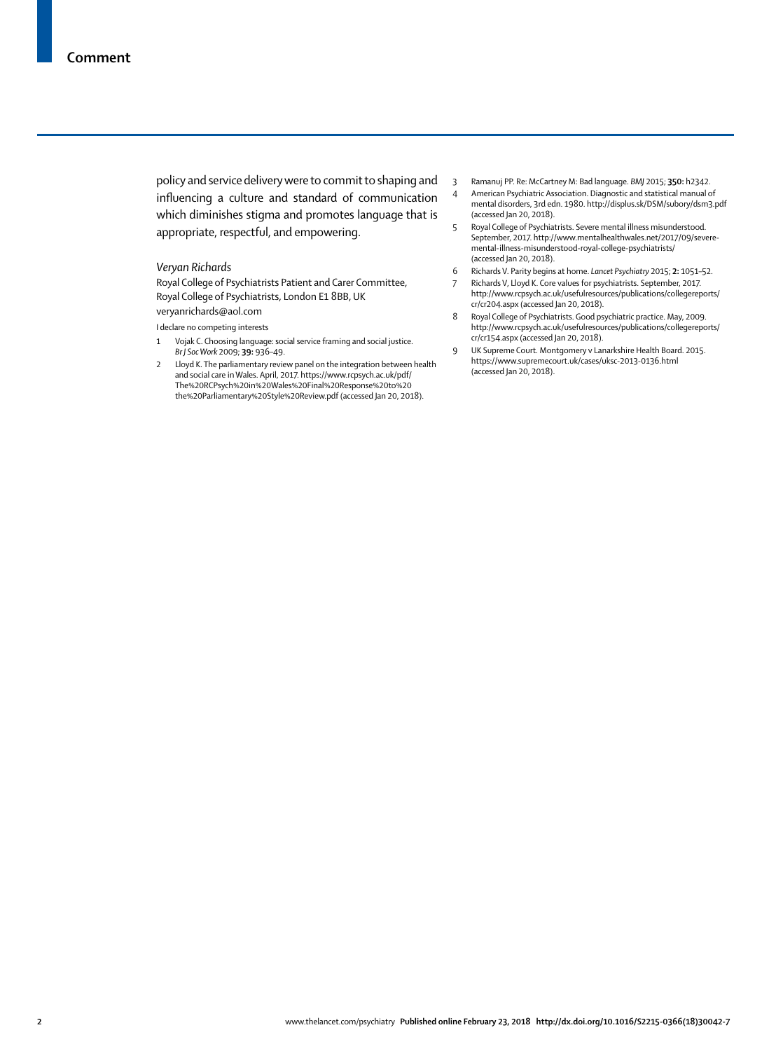policy and service delivery were to commit to shaping and influencing a culture and standard of communication which diminishes stigma and promotes language that is appropriate, respectful, and empowering.

*Veryan Richards*

Royal College of Psychiatrists Patient and Carer Committee, Royal College of Psychiatrists, London E1 8BB, UK
veryanrichards@aol.com

I declare no competing interests

1. Vojak C. Choosing language: social service framing and social justice. *Br J Soc Work* 2009; **39:** 936–49.
2. Lloyd K. The parliamentary review panel on the integration between health and social care in Wales. April, 2017. https://www.rcpsych.ac.uk/pdf/The%20RCPsych%20in%20Wales%20Final%20Response%20to%20the%20Parliamentary%20Style%20Review.pdf (accessed Jan 20, 2018).
3. Ramanuj PP. Re: McCartney M: Bad language. *BMJ* 2015; **350:** h2342.
4. American Psychiatric Association. Diagnostic and statistical manual of mental disorders, 3rd edn. 1980. http://displus.sk/DSM/subory/dsm3.pdf (accessed Jan 20, 2018).
5. Royal College of Psychiatrists. Severe mental illness misunderstood. September, 2017. http://www.mentalhealthwales.net/2017/09/severe-mental-illness-misunderstood-royal-college-psychiatrists/ (accessed Jan 20, 2018).
6. Richards V. Parity begins at home. *Lancet Psychiatry* 2015; **2:** 1051–52.
7. Richards V, Lloyd K. Core values for psychiatrists. September, 2017. http://www.rcpsych.ac.uk/usefulresources/publications/collegereports/cr/cr204.aspx (accessed Jan 20, 2018).
8. Royal College of Psychiatrists. Good psychiatric practice. May, 2009. http://www.rcpsych.ac.uk/usefulresources/publications/collegereports/cr/cr154.aspx (accessed Jan 20, 2018).
9. UK Supreme Court. Montgomery v Lanarkshire Health Board. 2015. https://www.supremecourt.uk/cases/uksc-2013-0136.html (accessed Jan 20, 2018).